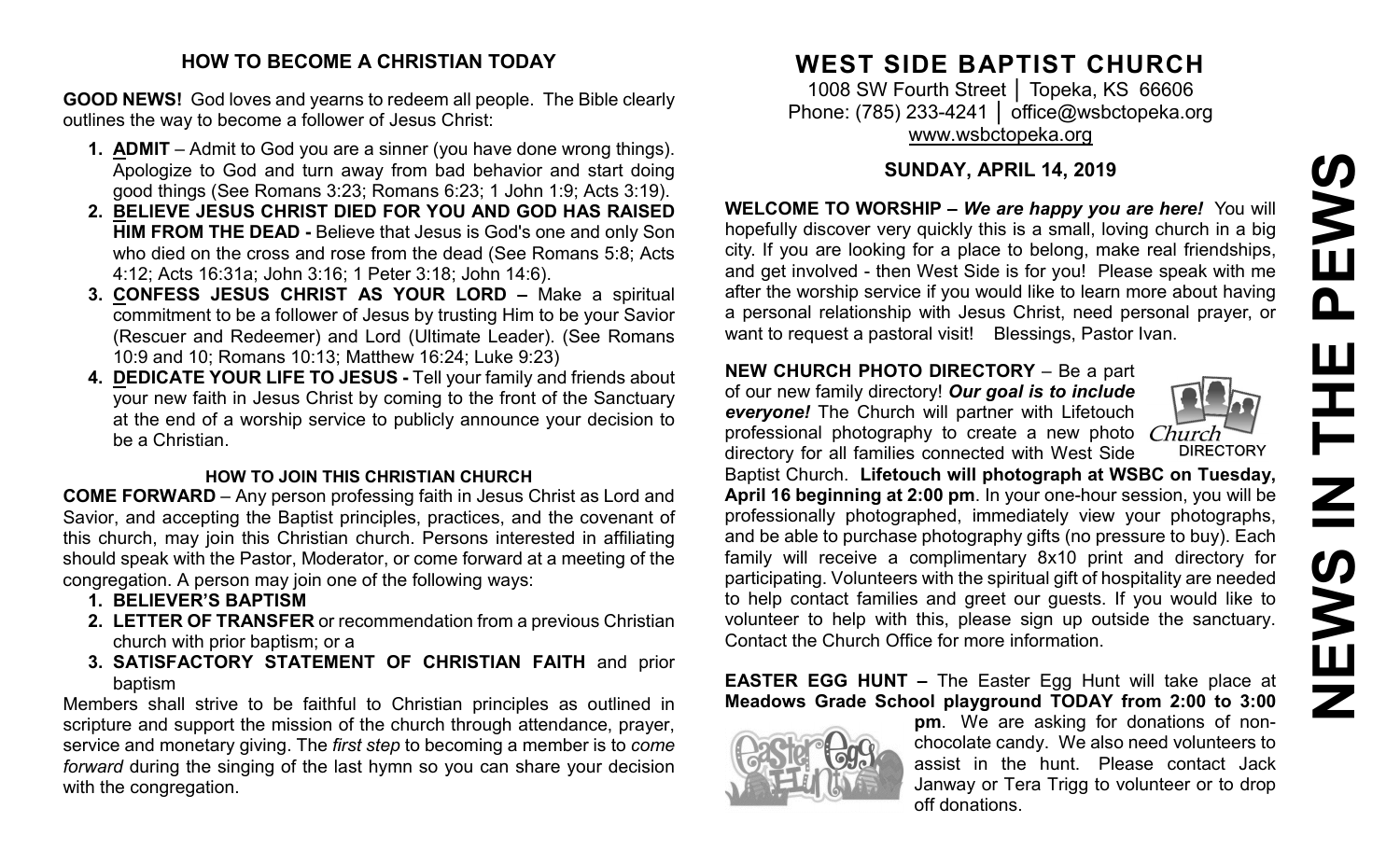## HOW TO BECOME A CHRISTIAN TODAY

**GOOD NEWS!** God loves and yearns to redeem all people. The Bible clearly outlines the way to become a follower of Jesus Christ:

1. **ADMIT** – Admit to God you are a sinner (you have done wrong things). Apologize to God and turn away from bad behavior and start doing good things (See Romans 3:23; Romans 6:23; 1 John 1:9; Acts 3:19).
2. **BELIEVE JESUS CHRIST DIED FOR YOU AND GOD HAS RAISED HIM FROM THE DEAD -** Believe that Jesus is God's one and only Son who died on the cross and rose from the dead (See Romans 5:8; Acts 4:12; Acts 16:31a; John 3:16; 1 Peter 3:18; John 14:6).
3. **CONFESS JESUS CHRIST AS YOUR LORD –** Make a spiritual commitment to be a follower of Jesus by trusting Him to be your Savior (Rescuer and Redeemer) and Lord (Ultimate Leader). (See Romans 10:9 and 10; Romans 10:13; Matthew 16:24; Luke 9:23)
4. **DEDICATE YOUR LIFE TO JESUS -** Tell your family and friends about your new faith in Jesus Christ by coming to the front of the Sanctuary at the end of a worship service to publicly announce your decision to be a Christian.

### HOW TO JOIN THIS CHRISTIAN CHURCH

**COME FORWARD** – Any person professing faith in Jesus Christ as Lord and Savior, and accepting the Baptist principles, practices, and the covenant of this church, may join this Christian church. Persons interested in affiliating should speak with the Pastor, Moderator, or come forward at a meeting of the congregation. A person may join one of the following ways:

1. **BELIEVER'S BAPTISM**
2. **LETTER OF TRANSFER** or recommendation from a previous Christian church with prior baptism; or a
3. **SATISFACTORY STATEMENT OF CHRISTIAN FAITH** and prior baptism

Members shall strive to be faithful to Christian principles as outlined in scripture and support the mission of the church through attendance, prayer, service and monetary giving. The *first step* to becoming a member is to *come forward* during the singing of the last hymn so you can share your decision with the congregation.

# WEST SIDE BAPTIST CHURCH

1008 SW Fourth Street │ Topeka, KS 66606
Phone: (785) 233-4241 │ office@wsbctopeka.org
www.wsbctopeka.org

## SUNDAY, APRIL 14, 2019

# NEWS IN THE PEWS

**WELCOME TO WORSHIP –** ***We are happy you are here!*** You will hopefully discover very quickly this is a small, loving church in a big city. If you are looking for a place to belong, make real friendships, and get involved - then West Side is for you! Please speak with me after the worship service if you would like to learn more about having a personal relationship with Jesus Christ, need personal prayer, or want to request a pastoral visit! Blessings, Pastor Ivan.

**NEW CHURCH PHOTO DIRECTORY** – Be a part of our new family directory! ***Our goal is to include everyone!*** The Church will partner with Lifetouch professional photography to create a new photo directory for all families connected with West Side Baptist Church. **Lifetouch will photograph at WSBC on Tuesday, April 16 beginning at 2:00 pm**. In your one-hour session, you will be professionally photographed, immediately view your photographs, and be able to purchase photography gifts (no pressure to buy). Each family will receive a complimentary 8x10 print and directory for participating. Volunteers with the spiritual gift of hospitality are needed to help contact families and greet our guests. If you would like to volunteer to help with this, please sign up outside the sanctuary. Contact the Church Office for more information.

**EASTER EGG HUNT –** The Easter Egg Hunt will take place at **Meadows Grade School playground TODAY from 2:00 to 3:00 pm**. We are asking for donations of non-chocolate candy. We also need volunteers to assist in the hunt. Please contact Jack Janway or Tera Trigg to volunteer or to drop off donations.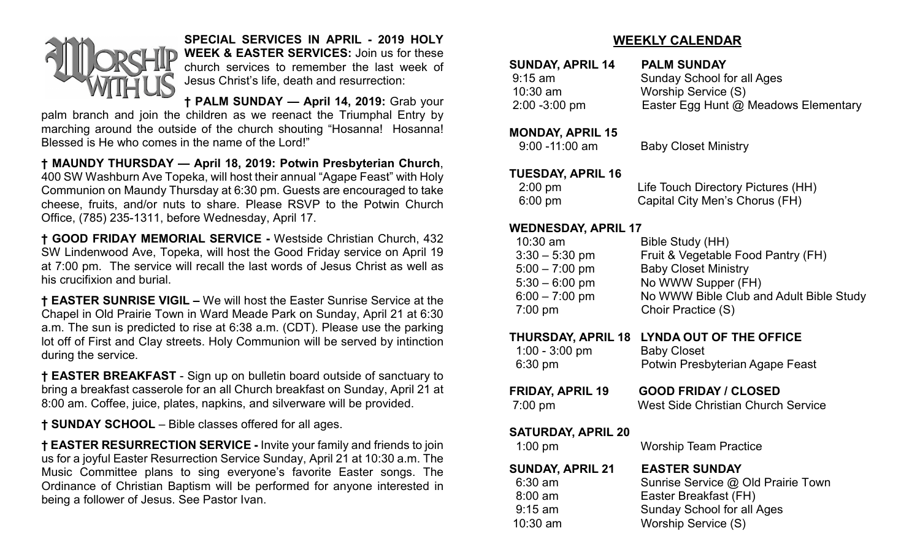**WORSHIP WITH US**

**SPECIAL SERVICES IN APRIL - 2019 HOLY WEEK & EASTER SERVICES:** Join us for these church services to remember the last week of Jesus Christ's life, death and resurrection:

**† PALM SUNDAY — April 14, 2019:** Grab your palm branch and join the children as we reenact the Triumphal Entry by marching around the outside of the church shouting "Hosanna! Hosanna! Blessed is He who comes in the name of the Lord!"

**† MAUNDY THURSDAY — April 18, 2019: Potwin Presbyterian Church**, 400 SW Washburn Ave Topeka, will host their annual "Agape Feast" with Holy Communion on Maundy Thursday at 6:30 pm. Guests are encouraged to take cheese, fruits, and/or nuts to share. Please RSVP to the Potwin Church Office, (785) 235-1311, before Wednesday, April 17.

**† GOOD FRIDAY MEMORIAL SERVICE -** Westside Christian Church, 432 SW Lindenwood Ave, Topeka, will host the Good Friday service on April 19 at 7:00 pm. The service will recall the last words of Jesus Christ as well as his crucifixion and burial.

**† EASTER SUNRISE VIGIL –** We will host the Easter Sunrise Service at the Chapel in Old Prairie Town in Ward Meade Park on Sunday, April 21 at 6:30 a.m. The sun is predicted to rise at 6:38 a.m. (CDT). Please use the parking lot off of First and Clay streets. Holy Communion will be served by intinction during the service.

**† EASTER BREAKFAST** - Sign up on bulletin board outside of sanctuary to bring a breakfast casserole for an all Church breakfast on Sunday, April 21 at 8:00 am. Coffee, juice, plates, napkins, and silverware will be provided.

**† SUNDAY SCHOOL** – Bible classes offered for all ages.

**† EASTER RESURRECTION SERVICE -** Invite your family and friends to join us for a joyful Easter Resurrection Service Sunday, April 21 at 10:30 a.m. The Music Committee plans to sing everyone's favorite Easter songs. The Ordinance of Christian Baptism will be performed for anyone interested in being a follower of Jesus. See Pastor Ivan.

## WEEKLY CALENDAR

**SUNDAY, APRIL 14 — PALM SUNDAY**
- 9:15 am — Sunday School for all Ages
- 10:30 am — Worship Service (S)
- 2:00 -3:00 pm — Easter Egg Hunt @ Meadows Elementary

**MONDAY, APRIL 15**
- 9:00 -11:00 am — Baby Closet Ministry

**TUESDAY, APRIL 16**
- 2:00 pm — Life Touch Directory Pictures (HH)
- 6:00 pm — Capital City Men's Chorus (FH)

**WEDNESDAY, APRIL 17**
- 10:30 am — Bible Study (HH)
- 3:30 – 5:30 pm — Fruit & Vegetable Food Pantry (FH)
- 5:00 – 7:00 pm — Baby Closet Ministry
- 5:30 – 6:00 pm — No WWW Supper (FH)
- 6:00 – 7:00 pm — No WWW Bible Club and Adult Bible Study
- 7:00 pm — Choir Practice (S)

**THURSDAY, APRIL 18 — LYNDA OUT OF THE OFFICE**
- 1:00 - 3:00 pm — Baby Closet
- 6:30 pm — Potwin Presbyterian Agape Feast

**FRIDAY, APRIL 19 — GOOD FRIDAY / CLOSED**
- 7:00 pm — West Side Christian Church Service

**SATURDAY, APRIL 20**
- 1:00 pm — Worship Team Practice

**SUNDAY, APRIL 21 — EASTER SUNDAY**
- 6:30 am — Sunrise Service @ Old Prairie Town
- 8:00 am — Easter Breakfast (FH)
- 9:15 am — Sunday School for all Ages
- 10:30 am — Worship Service (S)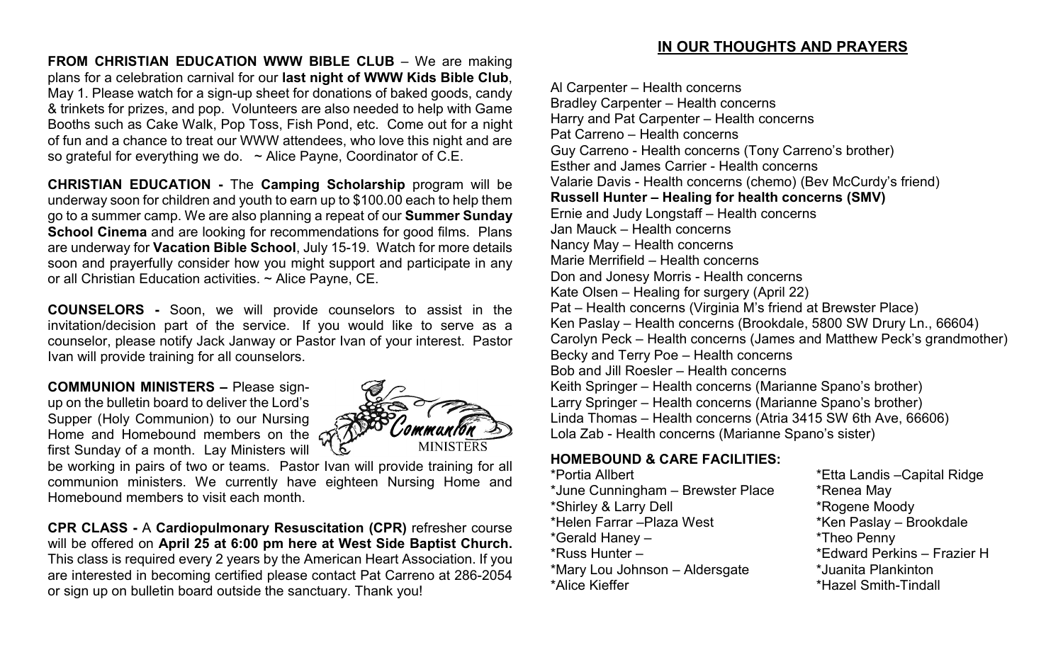**FROM CHRISTIAN EDUCATION WWW BIBLE CLUB** – We are making plans for a celebration carnival for our **last night of WWW Kids Bible Club**, May 1. Please watch for a sign-up sheet for donations of baked goods, candy & trinkets for prizes, and pop. Volunteers are also needed to help with Game Booths such as Cake Walk, Pop Toss, Fish Pond, etc. Come out for a night of fun and a chance to treat our WWW attendees, who love this night and are so grateful for everything we do. ~ Alice Payne, Coordinator of C.E.

**CHRISTIAN EDUCATION -** The **Camping Scholarship** program will be underway soon for children and youth to earn up to $100.00 each to help them go to a summer camp. We are also planning a repeat of our **Summer Sunday School Cinema** and are looking for recommendations for good films. Plans are underway for **Vacation Bible School**, July 15-19. Watch for more details soon and prayerfully consider how you might support and participate in any or all Christian Education activities. ~ Alice Payne, CE.

**COUNSELORS -** Soon, we will provide counselors to assist in the invitation/decision part of the service. If you would like to serve as a counselor, please notify Jack Janway or Pastor Ivan of your interest. Pastor Ivan will provide training for all counselors.

**COMMUNION MINISTERS –** Please sign-up on the bulletin board to deliver the Lord's Supper (Holy Communion) to our Nursing Home and Homebound members on the first Sunday of a month. Lay Ministers will be working in pairs of two or teams. Pastor Ivan will provide training for all communion ministers. We currently have eighteen Nursing Home and Homebound members to visit each month.

**CPR CLASS -** A **Cardiopulmonary Resuscitation (CPR)** refresher course will be offered on **April 25 at 6:00 pm here at West Side Baptist Church.** This class is required every 2 years by the American Heart Association. If you are interested in becoming certified please contact Pat Carreno at 286-2054 or sign up on bulletin board outside the sanctuary. Thank you!

## IN OUR THOUGHTS AND PRAYERS

Al Carpenter – Health concerns
Bradley Carpenter – Health concerns
Harry and Pat Carpenter – Health concerns
Pat Carreno – Health concerns
Guy Carreno - Health concerns (Tony Carreno's brother)
Esther and James Carrier - Health concerns
Valarie Davis - Health concerns (chemo) (Bev McCurdy's friend)
**Russell Hunter – Healing for health concerns (SMV)**
Ernie and Judy Longstaff – Health concerns
Jan Mauck – Health concerns
Nancy May – Health concerns
Marie Merrifield – Health concerns
Don and Jonesy Morris - Health concerns
Kate Olsen – Healing for surgery (April 22)
Pat – Health concerns (Virginia M's friend at Brewster Place)
Ken Paslay – Health concerns (Brookdale, 5800 SW Drury Ln., 66604)
Carolyn Peck – Health concerns (James and Matthew Peck's grandmother)
Becky and Terry Poe – Health concerns
Bob and Jill Roesler – Health concerns
Keith Springer – Health concerns (Marianne Spano's brother)
Larry Springer – Health concerns (Marianne Spano's brother)
Linda Thomas – Health concerns (Atria 3415 SW 6th Ave, 66606)
Lola Zab - Health concerns (Marianne Spano's sister)

### HOMEBOUND & CARE FACILITIES:

*Portia Allbert
*June Cunningham – Brewster Place
*Shirley & Larry Dell
*Helen Farrar –Plaza West
*Gerald Haney –
*Russ Hunter –
*Mary Lou Johnson – Aldersgate
*Alice Kieffer
*Etta Landis –Capital Ridge
*Renea May
*Rogene Moody
*Ken Paslay – Brookdale
*Theo Penny
*Edward Perkins – Frazier H
*Juanita Plankinton
*Hazel Smith-Tindall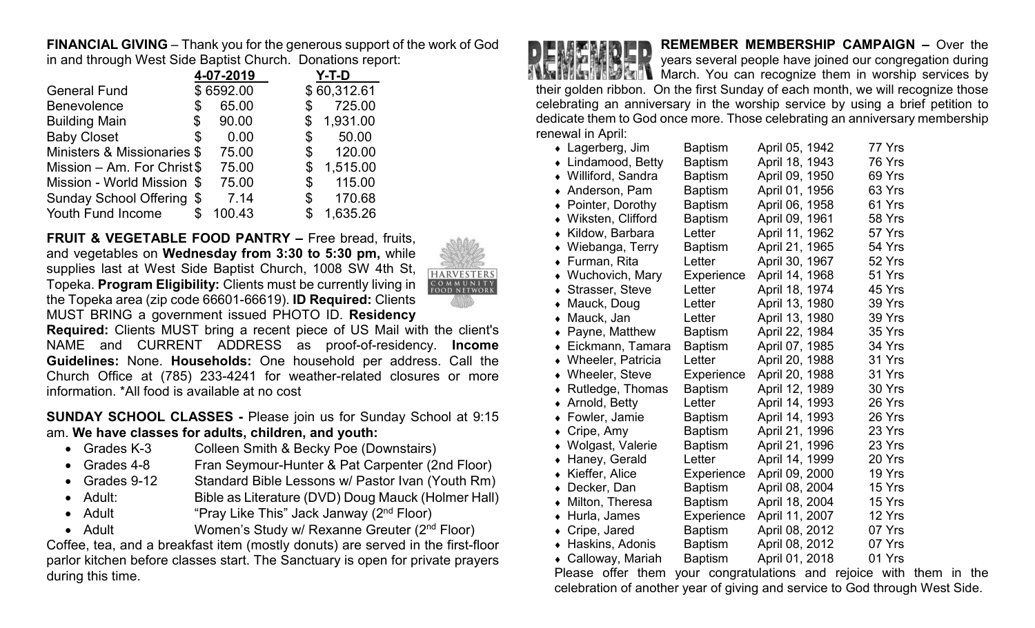**FINANCIAL GIVING** – Thank you for the generous support of the work of God in and through West Side Baptist Church. Donations report:

| | 4-07-2019 | Y-T-D |
|---|---|---|
| General Fund | $ 6592.00 | $ 60,312.61 |
| Benevolence | $ 65.00 | $ 725.00 |
| Building Main | $ 90.00 | $ 1,931.00 |
| Baby Closet | $ 0.00 | $ 50.00 |
| Ministers & Missionaries | $ 75.00 | $ 120.00 |
| Mission – Am. For Christ | $ 75.00 | $ 1,515.00 |
| Mission - World Mission | $ 75.00 | $ 115.00 |
| Sunday School Offering | $ 7.14 | $ 170.68 |
| Youth Fund Income | $ 100.43 | $ 1,635.26 |

**FRUIT & VEGETABLE FOOD PANTRY –** Free bread, fruits, and vegetables on **Wednesday from 3:30 to 5:30 pm,** while supplies last at West Side Baptist Church, 1008 SW 4th St, Topeka. **Program Eligibility:** Clients must be currently living in the Topeka area (zip code 66601-66619). **ID Required:** Clients MUST BRING a government issued PHOTO ID. **Residency Required:** Clients MUST bring a recent piece of US Mail with the client's NAME and CURRENT ADDRESS as proof-of-residency. **Income Guidelines:** None. **Households:** One household per address. Call the Church Office at (785) 233-4241 for weather-related closures or more information. *All food is available at no cost

HARVESTERS COMMUNITY FOOD NETWORK

**SUNDAY SCHOOL CLASSES -** Please join us for Sunday School at 9:15 am. **We have classes for adults, children, and youth:**

- Grades K-3 — Colleen Smith & Becky Poe (Downstairs)
- Grades 4-8 — Fran Seymour-Hunter & Pat Carpenter (2nd Floor)
- Grades 9-12 — Standard Bible Lessons w/ Pastor Ivan (Youth Rm)
- Adult: — Bible as Literature (DVD) Doug Mauck (Holmer Hall)
- Adult — "Pray Like This" Jack Janway (2nd Floor)
- Adult — Women's Study w/ Rexanne Greuter (2nd Floor)

Coffee, tea, and a breakfast item (mostly donuts) are served in the first-floor parlor kitchen before classes start. The Sanctuary is open for private prayers during this time.

REMEMBER

**REMEMBER MEMBERSHIP CAMPAIGN –** Over the years several people have joined our congregation during March. You can recognize them in worship services by their golden ribbon. On the first Sunday of each month, we will recognize those celebrating an anniversary in the worship service by using a brief petition to dedicate them to God once more. Those celebrating an anniversary membership renewal in April:

| | | | |
|---|---|---|---|
| Lagerberg, Jim | Baptism | April 05, 1942 | 77 Yrs |
| Lindamood, Betty | Baptism | April 18, 1943 | 76 Yrs |
| Williford, Sandra | Baptism | April 09, 1950 | 69 Yrs |
| Anderson, Pam | Baptism | April 01, 1956 | 63 Yrs |
| Pointer, Dorothy | Baptism | April 06, 1958 | 61 Yrs |
| Wiksten, Clifford | Baptism | April 09, 1961 | 58 Yrs |
| Kildow, Barbara | Letter | April 11, 1962 | 57 Yrs |
| Wiebanga, Terry | Baptism | April 21, 1965 | 54 Yrs |
| Furman, Rita | Letter | April 30, 1967 | 52 Yrs |
| Wuchovich, Mary | Experience | April 14, 1968 | 51 Yrs |
| Strasser, Steve | Letter | April 18, 1974 | 45 Yrs |
| Mauck, Doug | Letter | April 13, 1980 | 39 Yrs |
| Mauck, Jan | Letter | April 13, 1980 | 39 Yrs |
| Payne, Matthew | Baptism | April 22, 1984 | 35 Yrs |
| Eickmann, Tamara | Baptism | April 07, 1985 | 34 Yrs |
| Wheeler, Patricia | Letter | April 20, 1988 | 31 Yrs |
| Wheeler, Steve | Experience | April 20, 1988 | 31 Yrs |
| Rutledge, Thomas | Baptism | April 12, 1989 | 30 Yrs |
| Arnold, Betty | Letter | April 14, 1993 | 26 Yrs |
| Fowler, Jamie | Baptism | April 14, 1993 | 26 Yrs |
| Cripe, Amy | Baptism | April 21, 1996 | 23 Yrs |
| Wolgast, Valerie | Baptism | April 21, 1996 | 23 Yrs |
| Haney, Gerald | Letter | April 14, 1999 | 20 Yrs |
| Kieffer, Alice | Experience | April 09, 2000 | 19 Yrs |
| Decker, Dan | Baptism | April 08, 2004 | 15 Yrs |
| Milton, Theresa | Baptism | April 18, 2004 | 15 Yrs |
| Hurla, James | Experience | April 11, 2007 | 12 Yrs |
| Cripe, Jared | Baptism | April 08, 2012 | 07 Yrs |
| Haskins, Adonis | Baptism | April 08, 2012 | 07 Yrs |
| Calloway, Mariah | Baptism | April 01, 2018 | 01 Yrs |

Please offer them your congratulations and rejoice with them in the celebration of another year of giving and service to God through West Side.